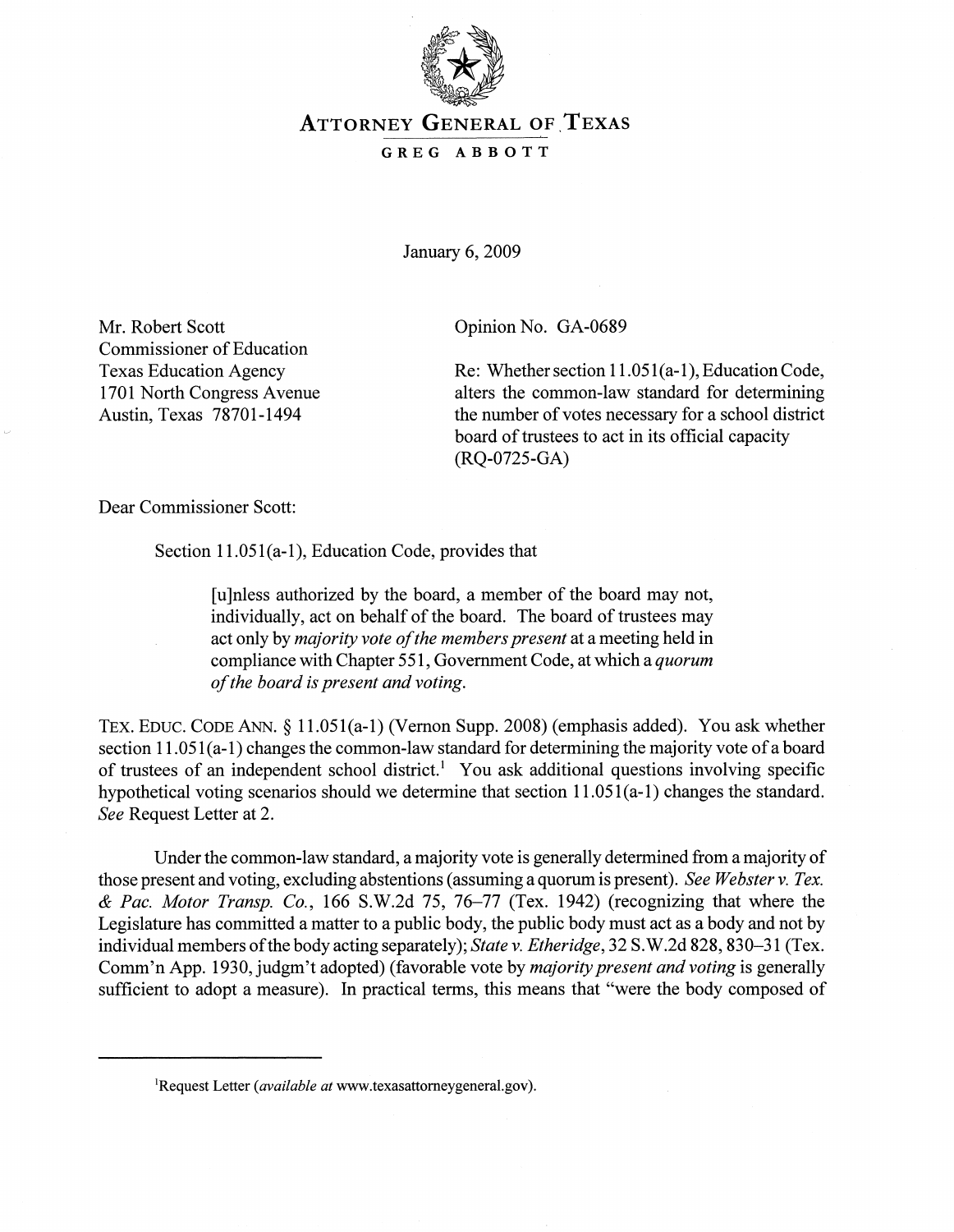# ATTORNEY GENERAL OF TEXAS

## GREG ABBOTT

January 6, 2009

Mr. Robert Scott
Commissioner of Education
Texas Education Agency
1701 North Congress Avenue
Austin, Texas 78701-1494

Opinion No. GA-0689

Re: Whether section 11.051(a-1), Education Code, alters the common-law standard for determining the number of votes necessary for a school district board of trustees to act in its official capacity (RQ-0725-GA)

Dear Commissioner Scott:

Section 11.051(a-1), Education Code, provides that

> [u]nless authorized by the board, a member of the board may not, individually, act on behalf of the board. The board of trustees may act only by *majority vote of the members present* at a meeting held in compliance with Chapter 551, Government Code, at which a *quorum of the board is present and voting.*

TEX. EDUC. CODE ANN. § 11.051(a-1) (Vernon Supp. 2008) (emphasis added). You ask whether section 11.051(a-1) changes the common-law standard for determining the majority vote of a board of trustees of an independent school district.[1] You ask additional questions involving specific hypothetical voting scenarios should we determine that section 11.051(a-1) changes the standard. *See* Request Letter at 2.

Under the common-law standard, a majority vote is generally determined from a majority of those present and voting, excluding abstentions (assuming a quorum is present). *See Webster v. Tex. & Pac. Motor Transp. Co.*, 166 S.W.2d 75, 76–77 (Tex. 1942) (recognizing that where the Legislature has committed a matter to a public body, the public body must act as a body and not by individual members of the body acting separately); *State v. Etheridge*, 32 S.W.2d 828, 830–31 (Tex. Comm'n App. 1930, judgm't adopted) (favorable vote by *majority present and voting* is generally sufficient to adopt a measure). In practical terms, this means that "were the body composed of

[1] Request Letter (*available at* www.texasattorneygeneral.gov).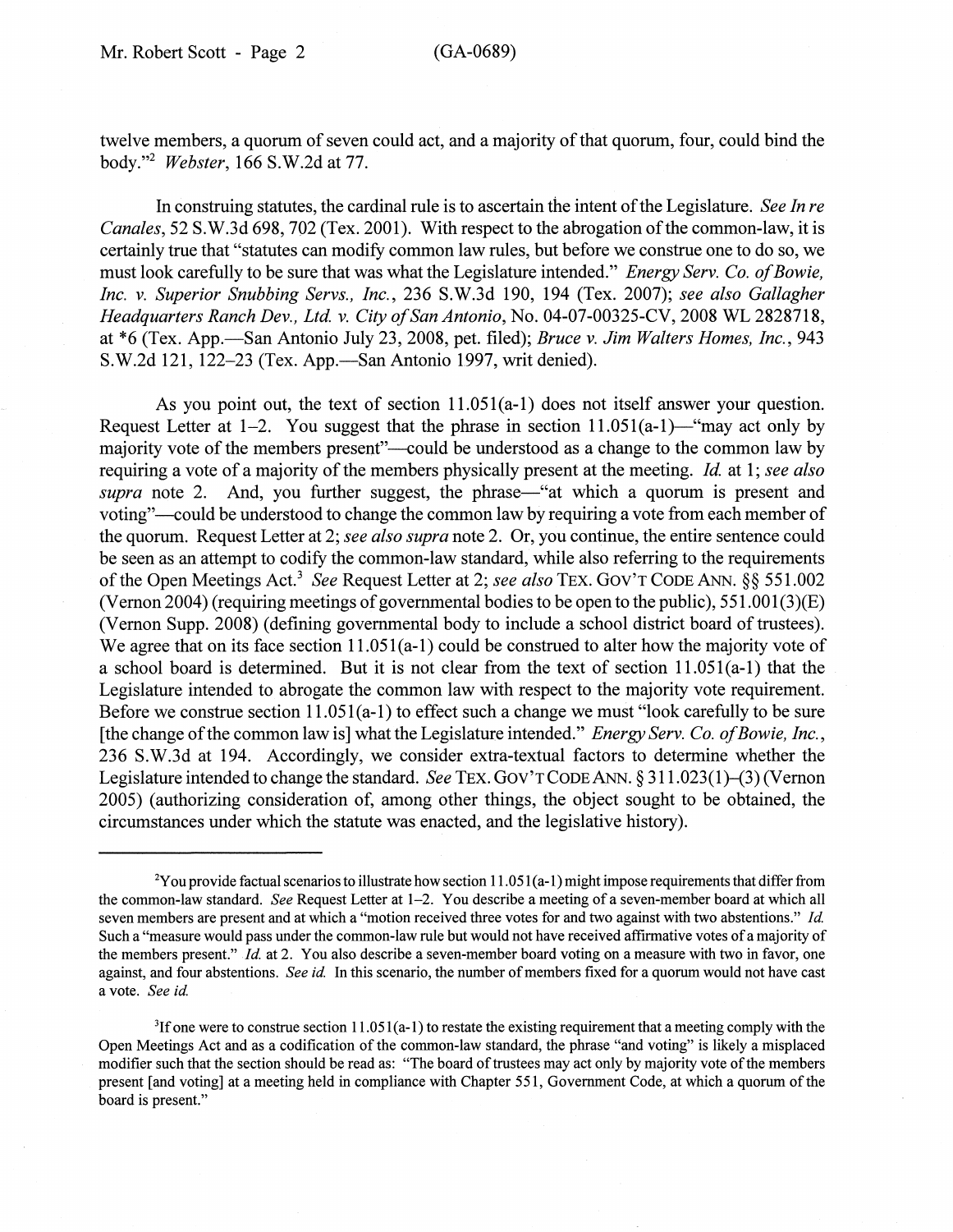twelve members, a quorum of seven could act, and a majority of that quorum, four, could bind the body."[2] *Webster*, 166 S.W.2d at 77.

In construing statutes, the cardinal rule is to ascertain the intent of the Legislature. *See In re Canales*, 52 S.W.3d 698, 702 (Tex. 2001). With respect to the abrogation of the common-law, it is certainly true that "statutes can modify common law rules, but before we construe one to do so, we must look carefully to be sure that was what the Legislature intended." *Energy Serv. Co. of Bowie, Inc. v. Superior Snubbing Servs., Inc.*, 236 S.W.3d 190, 194 (Tex. 2007); *see also Gallagher Headquarters Ranch Dev., Ltd. v. City of San Antonio*, No. 04-07-00325-CV, 2008 WL 2828718, at *6 (Tex. App.—San Antonio July 23, 2008, pet. filed); *Bruce v. Jim Walters Homes, Inc.*, 943 S.W.2d 121, 122–23 (Tex. App.—San Antonio 1997, writ denied).

As you point out, the text of section 11.051(a-1) does not itself answer your question. Request Letter at 1–2. You suggest that the phrase in section 11.051(a-1)—"may act only by majority vote of the members present"—could be understood as a change to the common law by requiring a vote of a majority of the members physically present at the meeting. *Id.* at 1; *see also supra* note 2. And, you further suggest, the phrase—"at which a quorum is present and voting"—could be understood to change the common law by requiring a vote from each member of the quorum. Request Letter at 2; *see also supra* note 2. Or, you continue, the entire sentence could be seen as an attempt to codify the common-law standard, while also referring to the requirements of the Open Meetings Act.[3] *See* Request Letter at 2; *see also* TEX. GOV'T CODE ANN. §§ 551.002 (Vernon 2004) (requiring meetings of governmental bodies to be open to the public), 551.001(3)(E) (Vernon Supp. 2008) (defining governmental body to include a school district board of trustees). We agree that on its face section 11.051(a-1) could be construed to alter how the majority vote of a school board is determined. But it is not clear from the text of section 11.051(a-1) that the Legislature intended to abrogate the common law with respect to the majority vote requirement. Before we construe section 11.051(a-1) to effect such a change we must "look carefully to be sure [the change of the common law is] what the Legislature intended." *Energy Serv. Co. of Bowie, Inc.*, 236 S.W.3d at 194. Accordingly, we consider extra-textual factors to determine whether the Legislature intended to change the standard. *See* TEX. GOV'T CODE ANN. § 311.023(1)–(3) (Vernon 2005) (authorizing consideration of, among other things, the object sought to be obtained, the circumstances under which the statute was enacted, and the legislative history).

---

[2]You provide factual scenarios to illustrate how section 11.051(a-1) might impose requirements that differ from the common-law standard. *See* Request Letter at 1–2. You describe a meeting of a seven-member board at which all seven members are present and at which a "motion received three votes for and two against with two abstentions." *Id.* Such a "measure would pass under the common-law rule but would not have received affirmative votes of a majority of the members present." *Id.* at 2. You also describe a seven-member board voting on a measure with two in favor, one against, and four abstentions. *See id.* In this scenario, the number of members fixed for a quorum would not have cast a vote. *See id.*

[3]If one were to construe section 11.051(a-1) to restate the existing requirement that a meeting comply with the Open Meetings Act and as a codification of the common-law standard, the phrase "and voting" is likely a misplaced modifier such that the section should be read as: "The board of trustees may act only by majority vote of the members present [and voting] at a meeting held in compliance with Chapter 551, Government Code, at which a quorum of the board is present."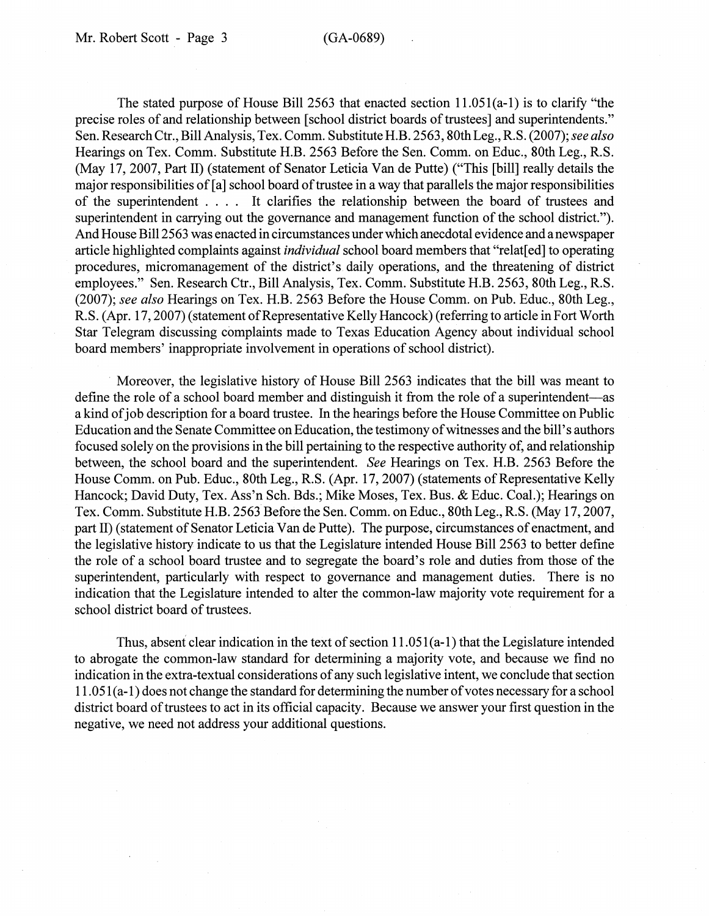The stated purpose of House Bill 2563 that enacted section 11.051(a-1) is to clarify "the precise roles of and relationship between [school district boards of trustees] and superintendents." Sen. Research Ctr., Bill Analysis, Tex. Comm. Substitute H.B. 2563, 80th Leg., R.S. (2007); *see also* Hearings on Tex. Comm. Substitute H.B. 2563 Before the Sen. Comm. on Educ., 80th Leg., R.S. (May 17, 2007, Part II) (statement of Senator Leticia Van de Putte) ("This [bill] really details the major responsibilities of [a] school board of trustee in a way that parallels the major responsibilities of the superintendent . . . . It clarifies the relationship between the board of trustees and superintendent in carrying out the governance and management function of the school district."). And House Bill 2563 was enacted in circumstances under which anecdotal evidence and a newspaper article highlighted complaints against *individual* school board members that "relat[ed] to operating procedures, micromanagement of the district's daily operations, and the threatening of district employees." Sen. Research Ctr., Bill Analysis, Tex. Comm. Substitute H.B. 2563, 80th Leg., R.S. (2007); *see also* Hearings on Tex. H.B. 2563 Before the House Comm. on Pub. Educ., 80th Leg., R.S. (Apr. 17, 2007) (statement of Representative Kelly Hancock) (referring to article in Fort Worth Star Telegram discussing complaints made to Texas Education Agency about individual school board members' inappropriate involvement in operations of school district).

Moreover, the legislative history of House Bill 2563 indicates that the bill was meant to define the role of a school board member and distinguish it from the role of a superintendent—as a kind of job description for a board trustee. In the hearings before the House Committee on Public Education and the Senate Committee on Education, the testimony of witnesses and the bill's authors focused solely on the provisions in the bill pertaining to the respective authority of, and relationship between, the school board and the superintendent. *See* Hearings on Tex. H.B. 2563 Before the House Comm. on Pub. Educ., 80th Leg., R.S. (Apr. 17, 2007) (statements of Representative Kelly Hancock; David Duty, Tex. Ass'n Sch. Bds.; Mike Moses, Tex. Bus. & Educ. Coal.); Hearings on Tex. Comm. Substitute H.B. 2563 Before the Sen. Comm. on Educ., 80th Leg., R.S. (May 17, 2007, part II) (statement of Senator Leticia Van de Putte). The purpose, circumstances of enactment, and the legislative history indicate to us that the Legislature intended House Bill 2563 to better define the role of a school board trustee and to segregate the board's role and duties from those of the superintendent, particularly with respect to governance and management duties. There is no indication that the Legislature intended to alter the common-law majority vote requirement for a school district board of trustees.

Thus, absent clear indication in the text of section 11.051(a-1) that the Legislature intended to abrogate the common-law standard for determining a majority vote, and because we find no indication in the extra-textual considerations of any such legislative intent, we conclude that section 11.051(a-1) does not change the standard for determining the number of votes necessary for a school district board of trustees to act in its official capacity. Because we answer your first question in the negative, we need not address your additional questions.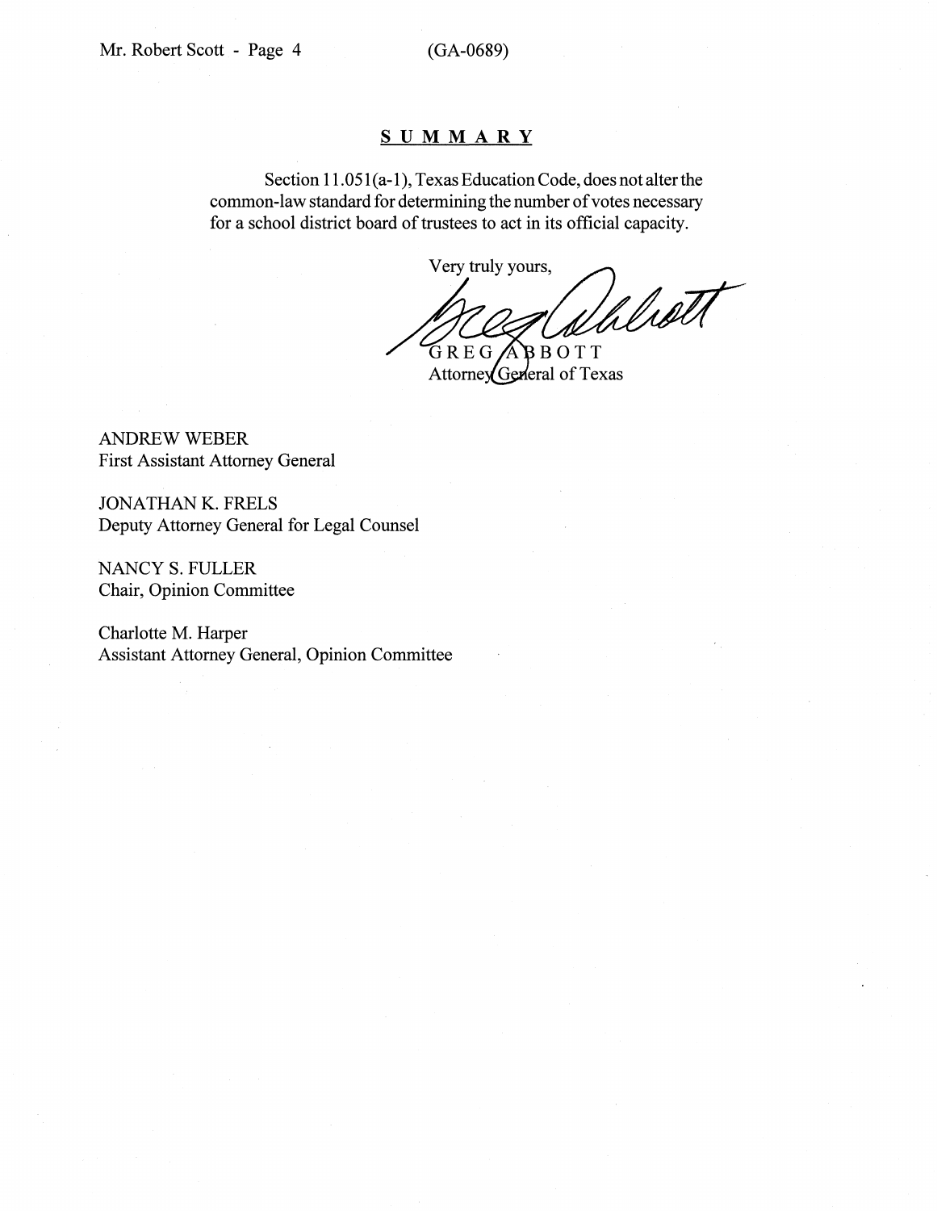## SUMMARY

Section 11.051(a-1), Texas Education Code, does not alter the common-law standard for determining the number of votes necessary for a school district board of trustees to act in its official capacity.

Very truly yours,

GREG ABBOTT
Attorney General of Texas

ANDREW WEBER
First Assistant Attorney General

JONATHAN K. FRELS
Deputy Attorney General for Legal Counsel

NANCY S. FULLER
Chair, Opinion Committee

Charlotte M. Harper
Assistant Attorney General, Opinion Committee